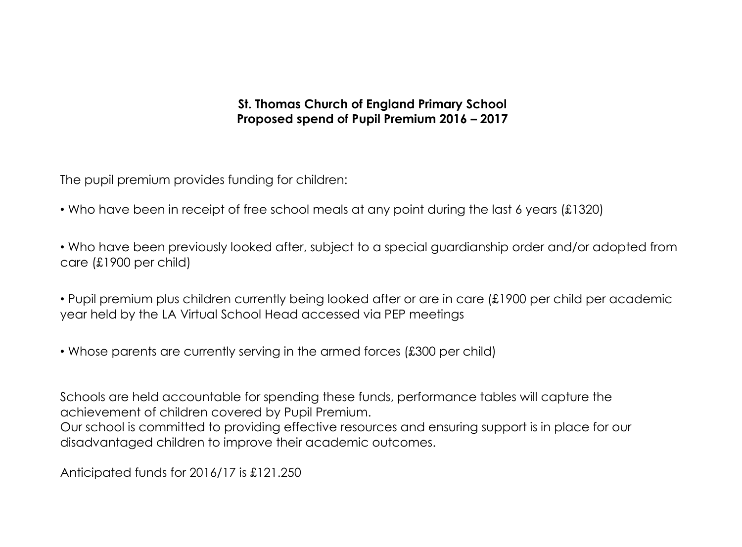**St. Thomas Church of England Primary School**
**Proposed spend of Pupil Premium 2016 – 2017**

The pupil premium provides funding for children:

• Who have been in receipt of free school meals at any point during the last 6 years (£1320)

• Who have been previously looked after, subject to a special guardianship order and/or adopted from care (£1900 per child)

• Pupil premium plus children currently being looked after or are in care (£1900 per child per academic year held by the LA Virtual School Head accessed via PEP meetings

• Whose parents are currently serving in the armed forces (£300 per child)

Schools are held accountable for spending these funds, performance tables will capture the achievement of children covered by Pupil Premium.
Our school is committed to providing effective resources and ensuring support is in place for our disadvantaged children to improve their academic outcomes.

Anticipated funds for 2016/17 is £121.250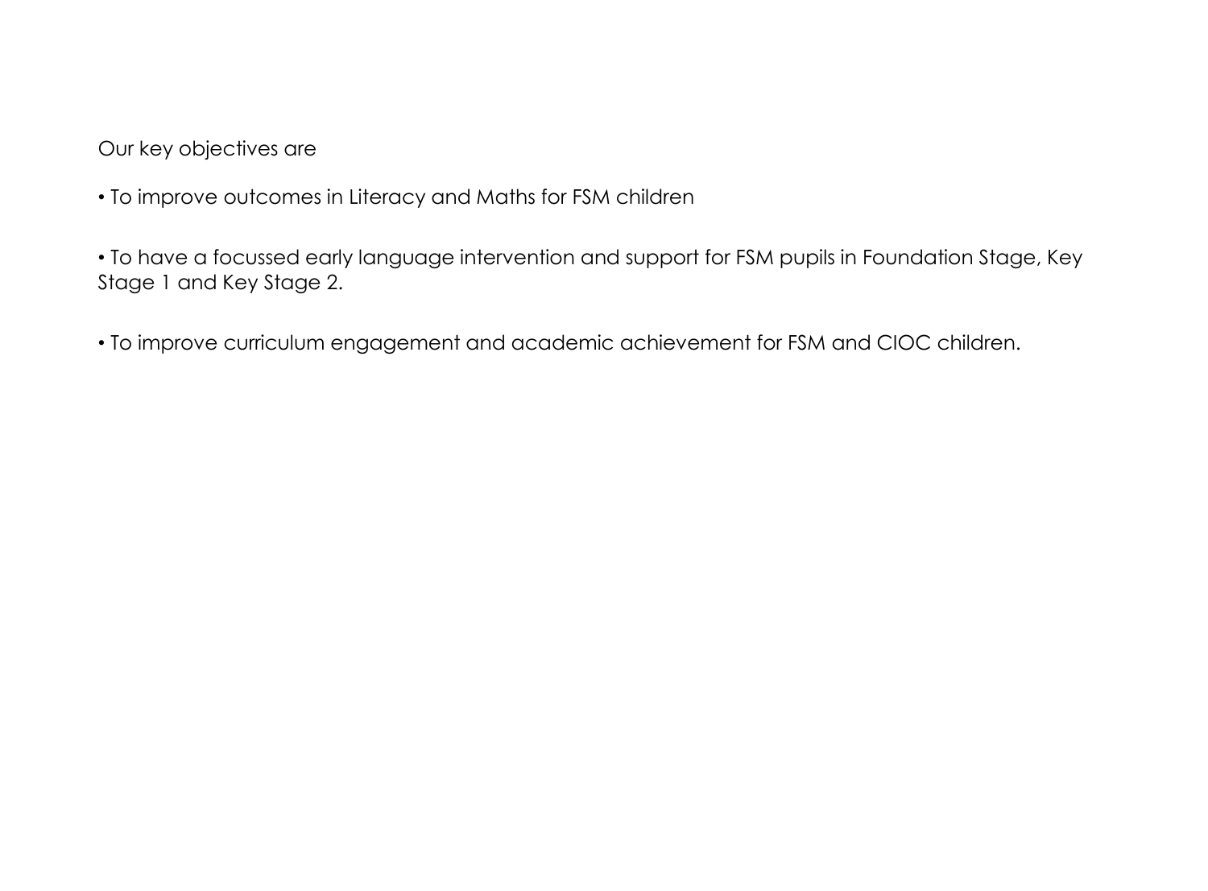Our key objectives are

- To improve outcomes in Literacy and Maths for FSM children

- To have a focussed early language intervention and support for FSM pupils in Foundation Stage, Key Stage 1 and Key Stage 2.

- To improve curriculum engagement and academic achievement for FSM and CIOC children.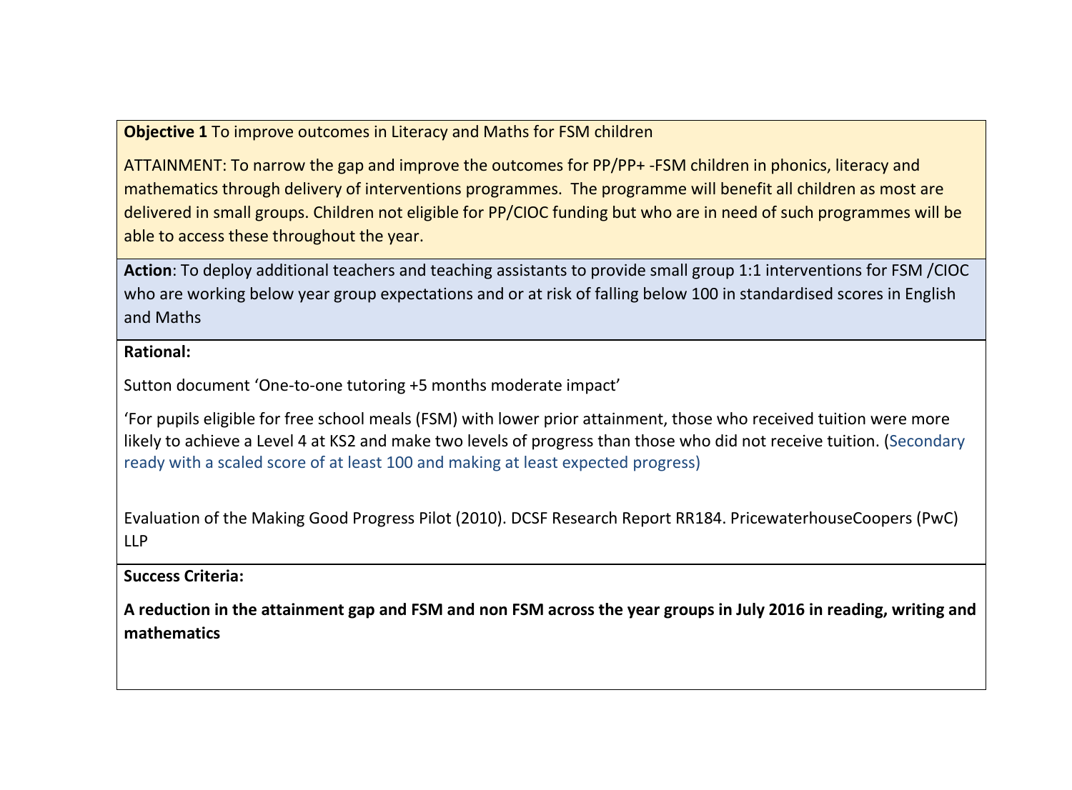**Objective 1** To improve outcomes in Literacy and Maths for FSM children

ATTAINMENT: To narrow the gap and improve the outcomes for PP/PP+ -FSM children in phonics, literacy and mathematics through delivery of interventions programmes. The programme will benefit all children as most are delivered in small groups. Children not eligible for PP/CIOC funding but who are in need of such programmes will be able to access these throughout the year.

**Action**: To deploy additional teachers and teaching assistants to provide small group 1:1 interventions for FSM /CIOC who are working below year group expectations and or at risk of falling below 100 in standardised scores in English and Maths

**Rational:**

Sutton document 'One-to-one tutoring +5 months moderate impact'

'For pupils eligible for free school meals (FSM) with lower prior attainment, those who received tuition were more likely to achieve a Level 4 at KS2 and make two levels of progress than those who did not receive tuition. (Secondary ready with a scaled score of at least 100 and making at least expected progress)

Evaluation of the Making Good Progress Pilot (2010). DCSF Research Report RR184. PricewaterhouseCoopers (PwC) LLP

**Success Criteria:**

**A reduction in the attainment gap and FSM and non FSM across the year groups in July 2016 in reading, writing and mathematics**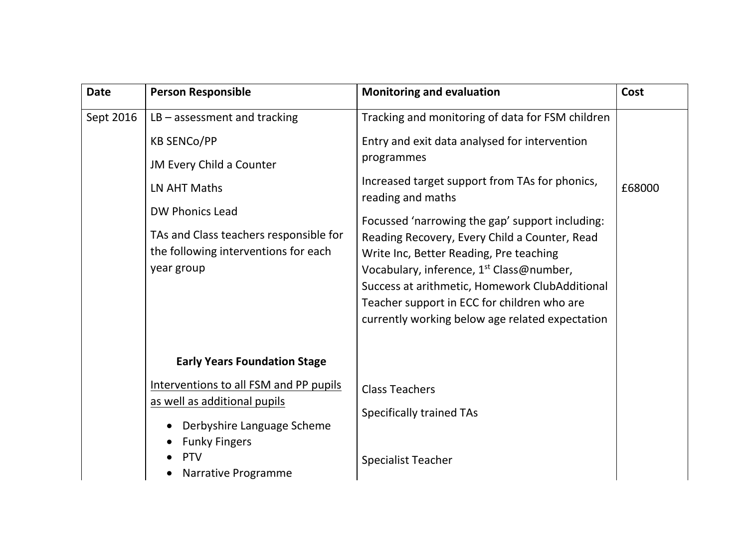| Date | Person Responsible | Monitoring and evaluation | Cost |
|---|---|---|---|
| Sept 2016 | LB – assessment and tracking<br><br>KB SENCo/PP<br><br>JM Every Child a Counter<br><br>LN AHT Maths<br><br>DW Phonics Lead<br><br>TAs and Class teachers responsible for the following interventions for each year group | Tracking and monitoring of data for FSM children<br><br>Entry and exit data analysed for intervention programmes<br><br>Increased target support from TAs for phonics, reading and maths<br><br>Focussed 'narrowing the gap' support including: Reading Recovery, Every Child a Counter, Read Write Inc, Better Reading, Pre teaching Vocabulary, inference, 1st Class@number, Success at arithmetic, Homework ClubAdditional Teacher support in ECC for children who are currently working below age related expectation | £68000 |
| | **Early Years Foundation Stage**<br><br>Interventions to all FSM and PP pupils as well as additional pupils<br><br>• Derbyshire Language Scheme<br>• Funky Fingers<br>• PTV<br>• Narrative Programme | Class Teachers<br><br>Specifically trained TAs<br><br>Specialist Teacher | |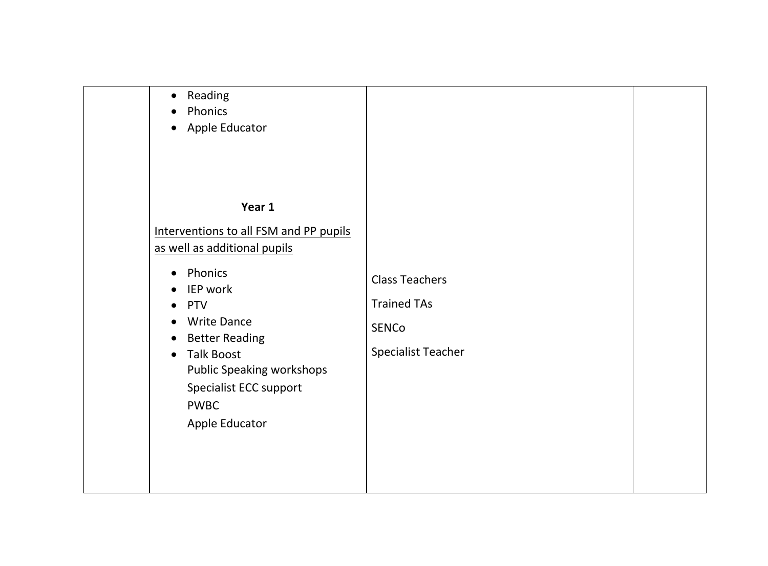|  |  |  |  |
|---|---|---|---|
|  | • Reading<br>• Phonics<br>• Apple Educator<br><br>**Year 1**<br><br><u>Interventions to all FSM and PP pupils as well as additional pupils</u><br><br>• Phonics<br>• IEP work<br>• PTV<br>• Write Dance<br>• Better Reading<br>• Talk Boost<br>Public Speaking workshops<br>Specialist ECC support<br>PWBC<br>Apple Educator | Class Teachers<br><br>Trained TAs<br><br>SENCo<br><br>Specialist Teacher |  |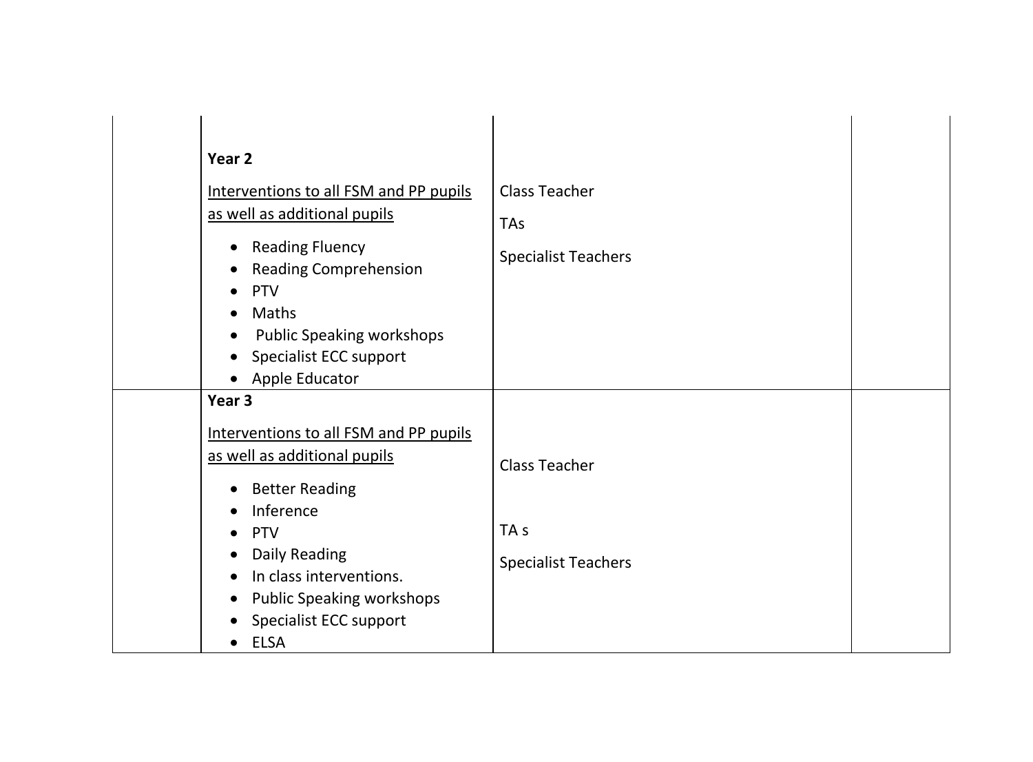|  |  |  |  |
|---|---|---|---|
|  | **Year 2**<br><br><u>Interventions to all FSM and PP pupils as well as additional pupils</u><br><br>• Reading Fluency<br>• Reading Comprehension<br>• PTV<br>• Maths<br>• Public Speaking workshops<br>• Specialist ECC support<br>• Apple Educator | Class Teacher<br><br>TAs<br><br>Specialist Teachers |  |
|  | **Year 3**<br><br><u>Interventions to all FSM and PP pupils as well as additional pupils</u><br><br>• Better Reading<br>• Inference<br>• PTV<br>• Daily Reading<br>• In class interventions.<br>• Public Speaking workshops<br>• Specialist ECC support<br>• ELSA | Class Teacher<br><br>TA s<br><br>Specialist Teachers |  |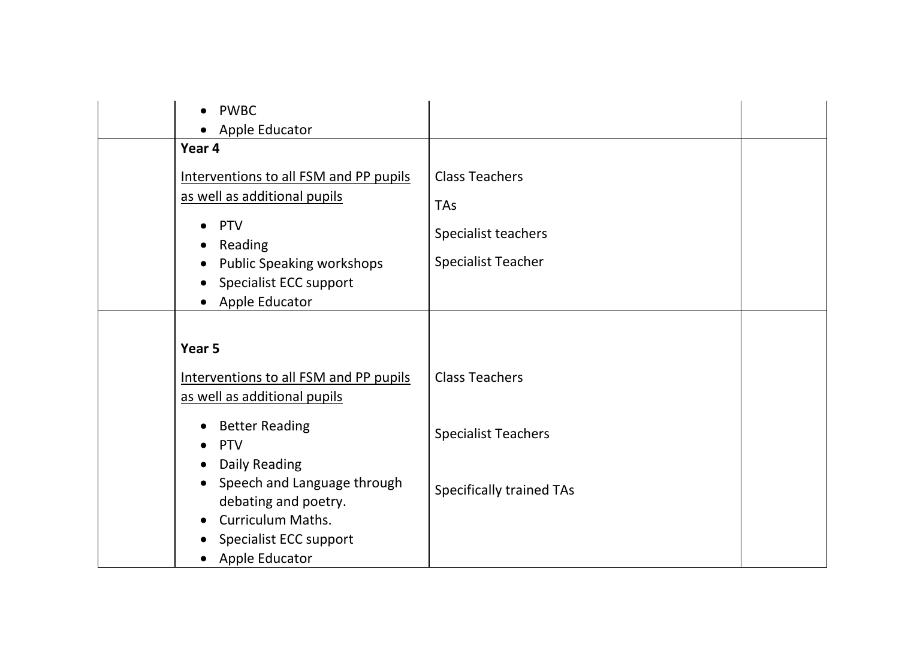|  |  |  |  |
|---|---|---|---|
|  | • PWBC<br>• Apple Educator |  |  |
|  | **Year 4**<br><br>Interventions to all FSM and PP pupils as well as additional pupils<br><br>• PTV<br>• Reading<br>• Public Speaking workshops<br>• Specialist ECC support<br>• Apple Educator | Class Teachers<br><br>TAs<br><br>Specialist teachers<br><br>Specialist Teacher |  |
|  | **Year 5**<br><br>Interventions to all FSM and PP pupils as well as additional pupils<br><br>• Better Reading<br>• PTV<br>• Daily Reading<br>• Speech and Language through debating and poetry.<br>• Curriculum Maths.<br>• Specialist ECC support<br>• Apple Educator | Class Teachers<br><br>Specialist Teachers<br><br>Specifically trained TAs |  |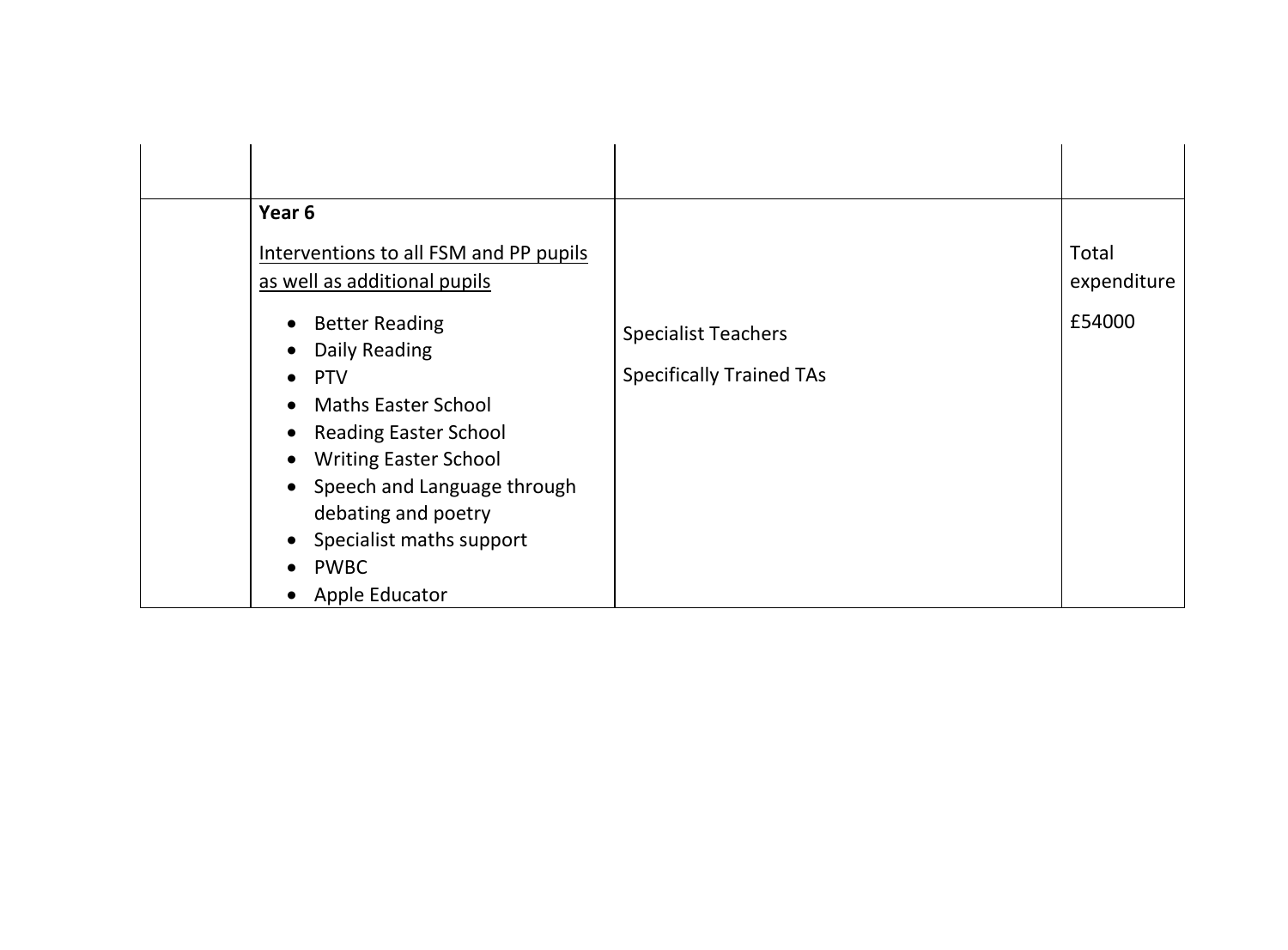| | | | |
|---|---|---|---|
| | | | |
| | **Year 6**<br><br>Interventions to all FSM and PP pupils as well as additional pupils<br><br>• Better Reading<br>• Daily Reading<br>• PTV<br>• Maths Easter School<br>• Reading Easter School<br>• Writing Easter School<br>• Speech and Language through debating and poetry<br>• Specialist maths support<br>• PWBC<br>• Apple Educator | Specialist Teachers<br><br>Specifically Trained TAs | Total expenditure<br><br>£54000 |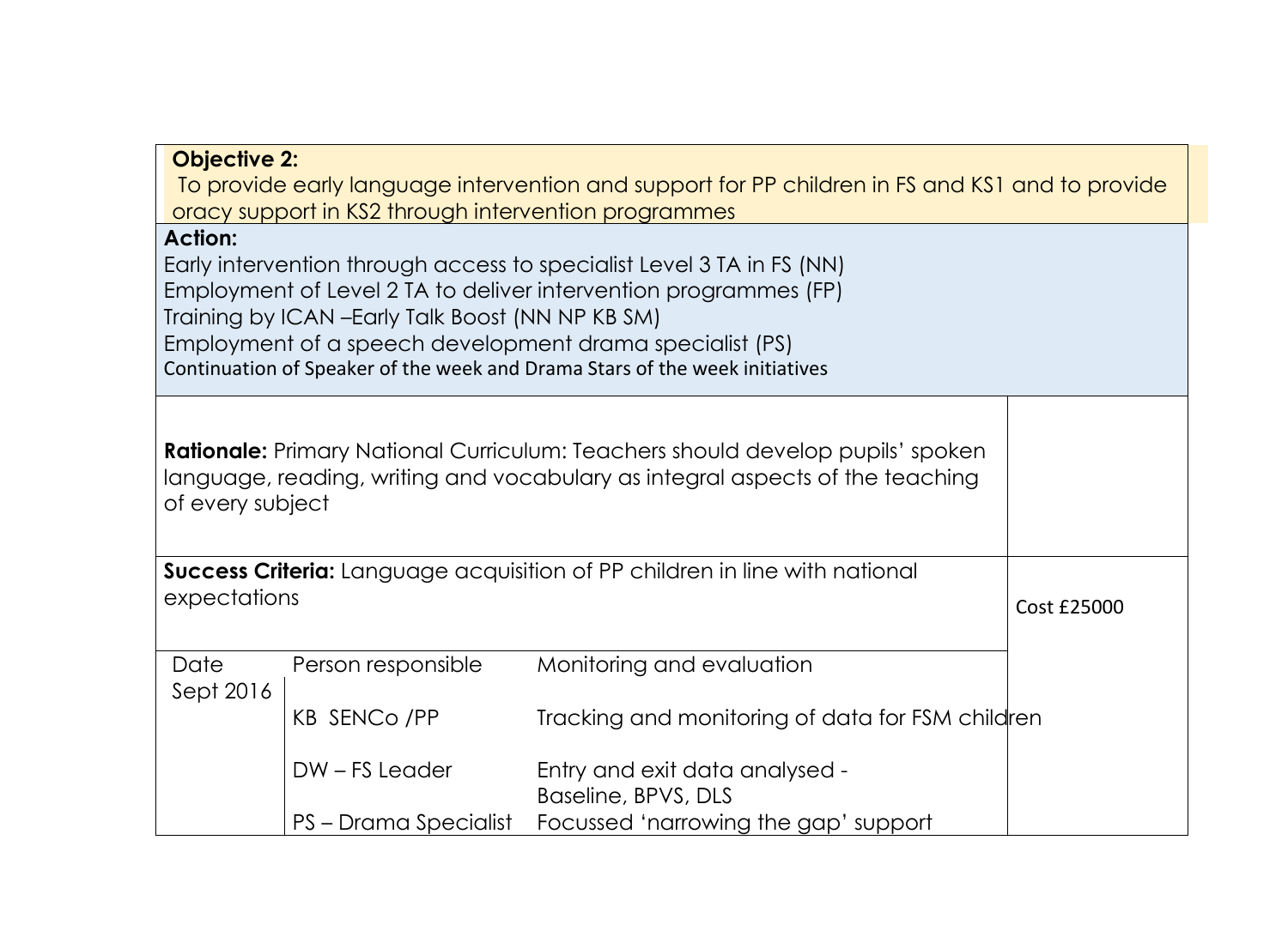**Objective 2:**
To provide early language intervention and support for PP children in FS and KS1 and to provide oracy support in KS2 through intervention programmes

**Action:**
Early intervention through access to specialist Level 3 TA in FS (NN)
Employment of Level 2 TA to deliver intervention programmes (FP)
Training by ICAN –Early Talk Boost (NN NP KB SM)
Employment of a speech development drama specialist (PS)
Continuation of Speaker of the week and Drama Stars of the week initiatives

**Rationale:** Primary National Curriculum: Teachers should develop pupils' spoken language, reading, writing and vocabulary as integral aspects of the teaching of every subject

**Success Criteria:** Language acquisition of PP children in line with national expectations

Cost £25000

| Date | Person responsible | Monitoring and evaluation |
|---|---|---|
| Sept 2016 | KB SENCo /PP | Tracking and monitoring of data for FSM children |
| | DW – FS Leader | Entry and exit data analysed - Baseline, BPVS, DLS |
| | PS – Drama Specialist | Focussed 'narrowing the gap' support |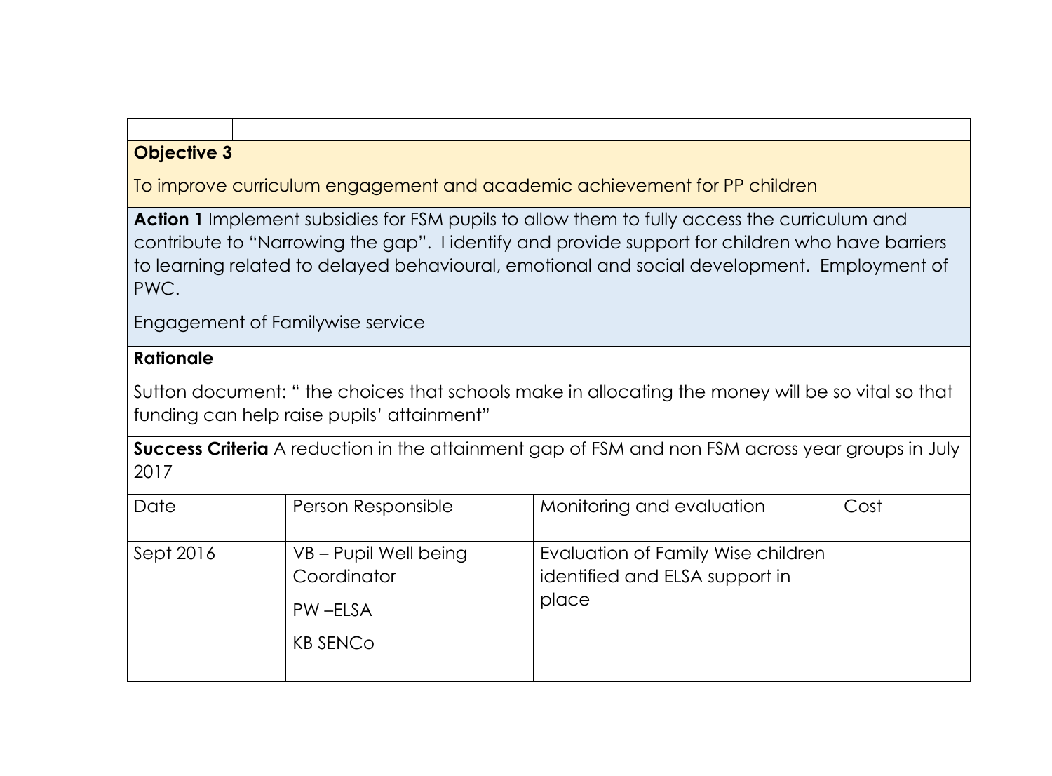**Objective 3**

To improve curriculum engagement and academic achievement for PP children

**Action 1** Implement subsidies for FSM pupils to allow them to fully access the curriculum and contribute to "Narrowing the gap". I identify and provide support for children who have barriers to learning related to delayed behavioural, emotional and social development. Employment of PWC.

Engagement of Familywise service

**Rationale**

Sutton document: " the choices that schools make in allocating the money will be so vital so that funding can help raise pupils' attainment"

**Success Criteria** A reduction in the attainment gap of FSM and non FSM across year groups in July 2017

| Date | Person Responsible | Monitoring and evaluation | Cost |
|---|---|---|---|
| Sept 2016 | VB – Pupil Well being Coordinator<br>PW –ELSA<br>KB SENCo | Evaluation of Family Wise children identified and ELSA support in place | |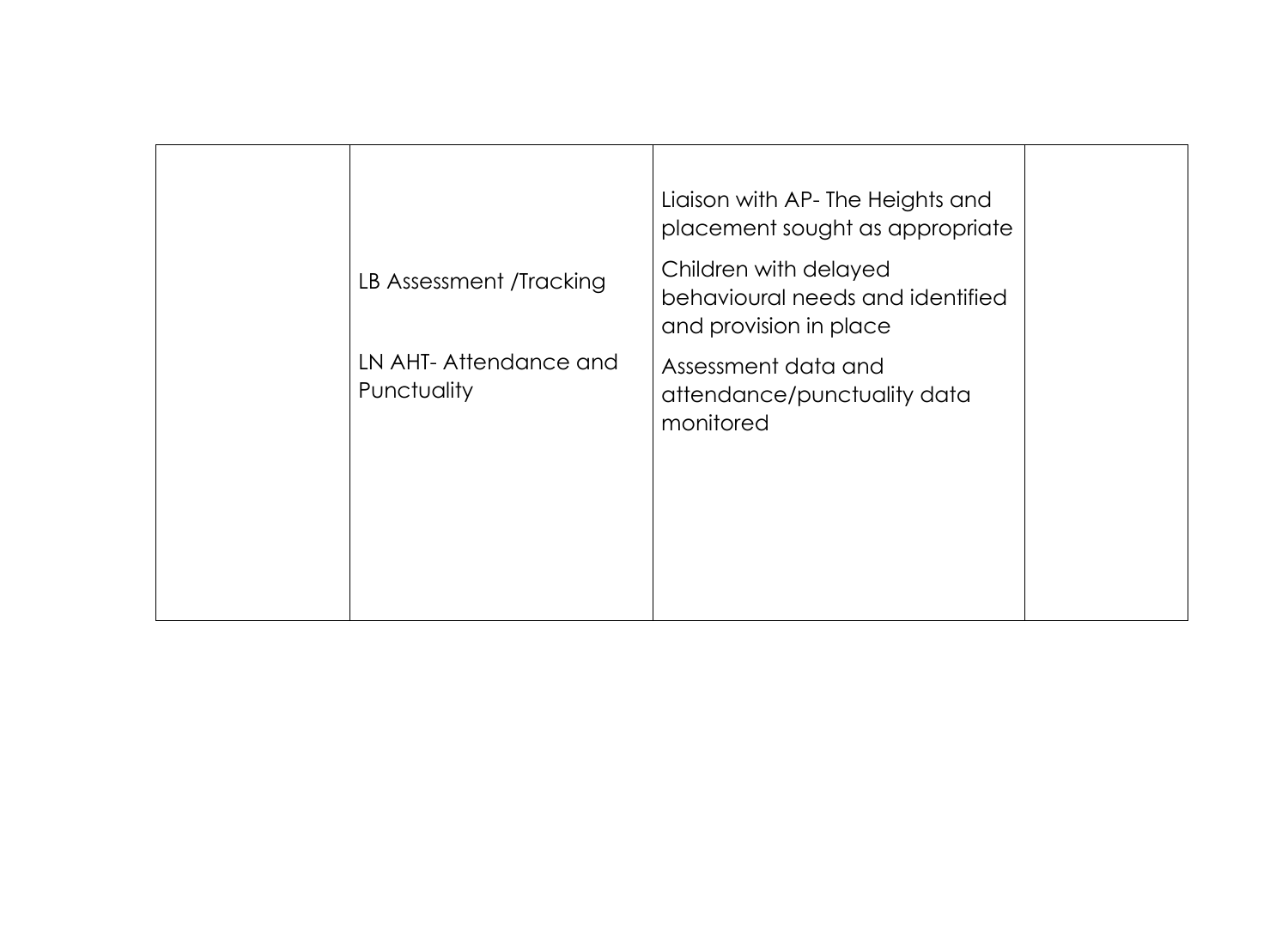| | | | |
|---|---|---|---|
| | LB Assessment /Tracking<br><br>LN AHT- Attendance and Punctuality | Liaison with AP- The Heights and placement sought as appropriate<br><br>Children with delayed behavioural needs and identified and provision in place<br><br>Assessment data and attendance/punctuality data monitored | |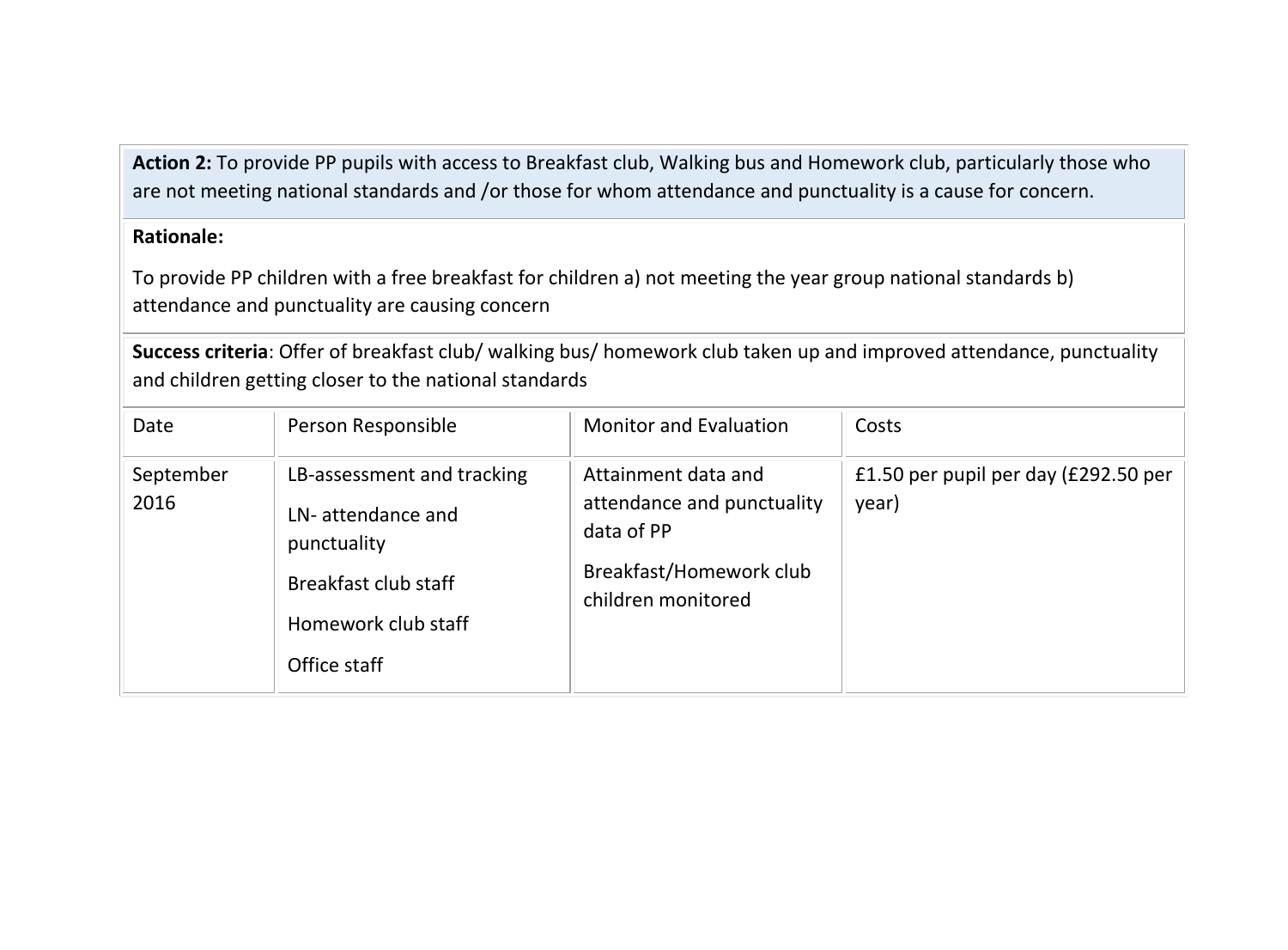**Action 2:** To provide PP pupils with access to Breakfast club, Walking bus and Homework club, particularly those who are not meeting national standards and /or those for whom attendance and punctuality is a cause for concern.

**Rationale:**

To provide PP children with a free breakfast for children a) not meeting the year group national standards b) attendance and punctuality are causing concern

**Success criteria**: Offer of breakfast club/ walking bus/ homework club taken up and improved attendance, punctuality and children getting closer to the national standards

| Date | Person Responsible | Monitor and Evaluation | Costs |
|---|---|---|---|
| September 2016 | LB-assessment and tracking<br><br>LN- attendance and punctuality<br><br>Breakfast club staff<br><br>Homework club staff<br><br>Office staff | Attainment data and attendance and punctuality data of PP<br><br>Breakfast/Homework club children monitored | £1.50 per pupil per day (£292.50 per year) |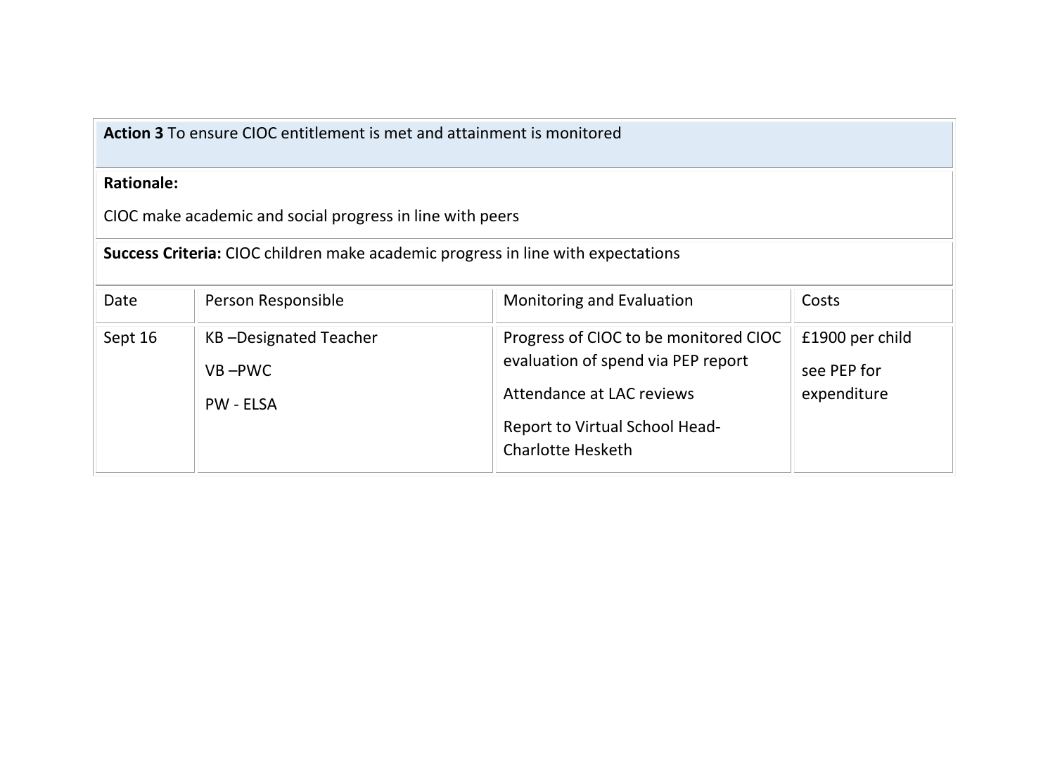| **Action 3** To ensure CIOC entitlement is met and attainment is monitored | | | |
|---|---|---|---|
| **Rationale:**<br><br>CIOC make academic and social progress in line with peers | | | |
| **Success Criteria:** CIOC children make academic progress in line with expectations | | | |
| Date | Person Responsible | Monitoring and Evaluation | Costs |
| Sept 16 | KB –Designated Teacher<br><br>VB –PWC<br><br>PW - ELSA | Progress of CIOC to be monitored CIOC evaluation of spend via PEP report<br><br>Attendance at LAC reviews<br><br>Report to Virtual School Head-Charlotte Hesketh | £1900 per child<br><br>see PEP for expenditure |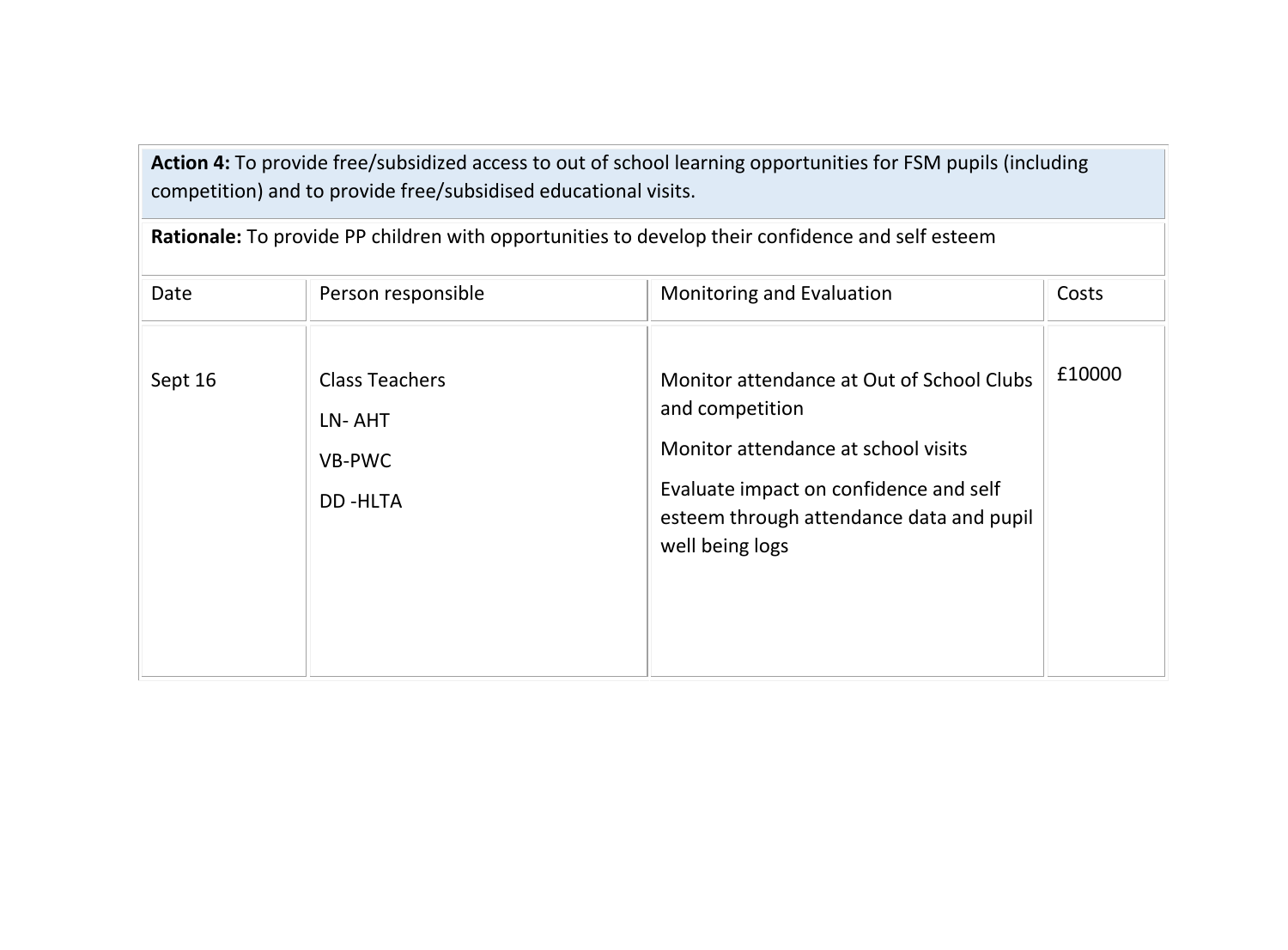**Action 4:** To provide free/subsidized access to out of school learning opportunities for FSM pupils (including competition) and to provide free/subsidised educational visits.

**Rationale:** To provide PP children with opportunities to develop their confidence and self esteem

| Date | Person responsible | Monitoring and Evaluation | Costs |
|---|---|---|---|
| Sept 16 | Class Teachers<br>LN- AHT<br>VB-PWC<br>DD -HLTA | Monitor attendance at Out of School Clubs and competition<br>Monitor attendance at school visits<br>Evaluate impact on confidence and self esteem through attendance data and pupil well being logs | £10000 |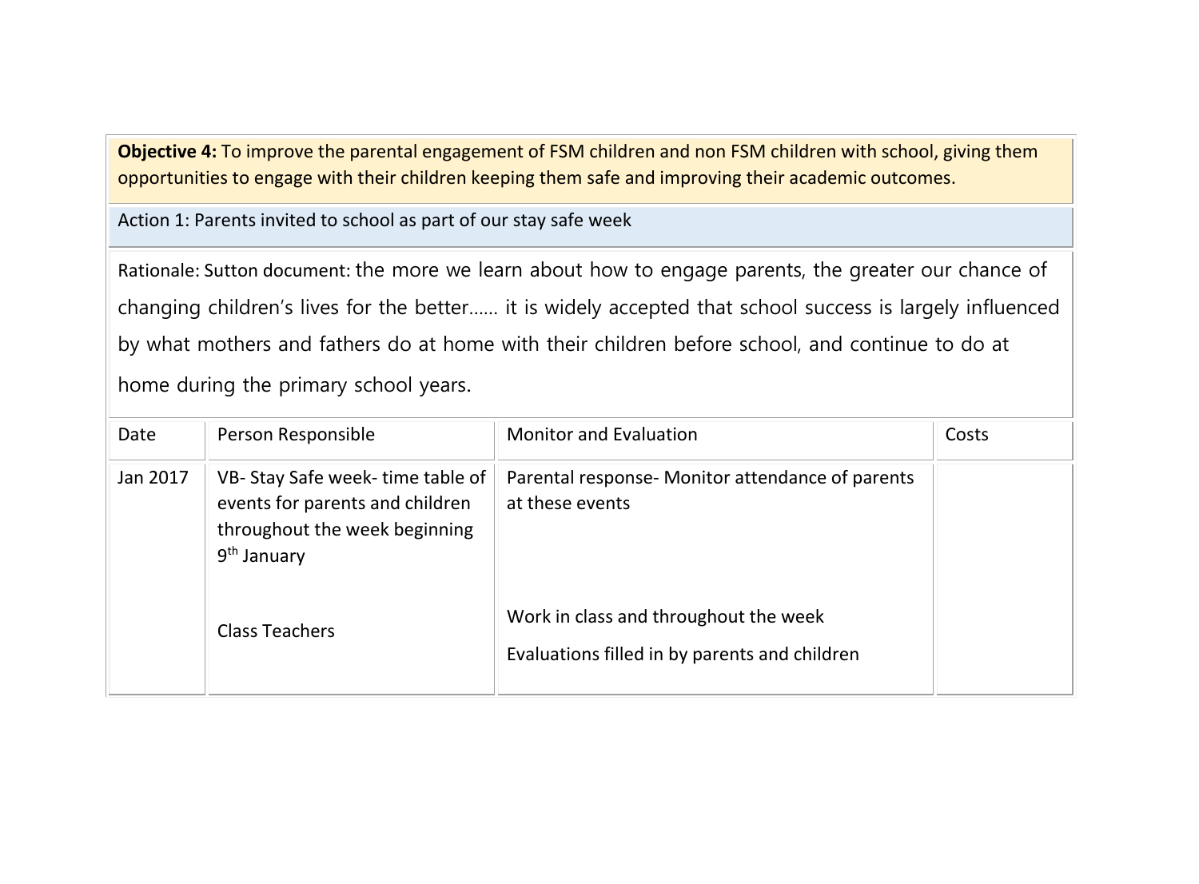**Objective 4:** To improve the parental engagement of FSM children and non FSM children with school, giving them opportunities to engage with their children keeping them safe and improving their academic outcomes.

Action 1: Parents invited to school as part of our stay safe week

Rationale: Sutton document: the more we learn about how to engage parents, the greater our chance of changing children's lives for the better…… it is widely accepted that school success is largely influenced by what mothers and fathers do at home with their children before school, and continue to do at home during the primary school years.

| Date | Person Responsible | Monitor and Evaluation | Costs |
|---|---|---|---|
| Jan 2017 | VB- Stay Safe week- time table of events for parents and children throughout the week beginning 9th January | Parental response- Monitor attendance of parents at these events | |
| | Class Teachers | Work in class and throughout the week<br>Evaluations filled in by parents and children | |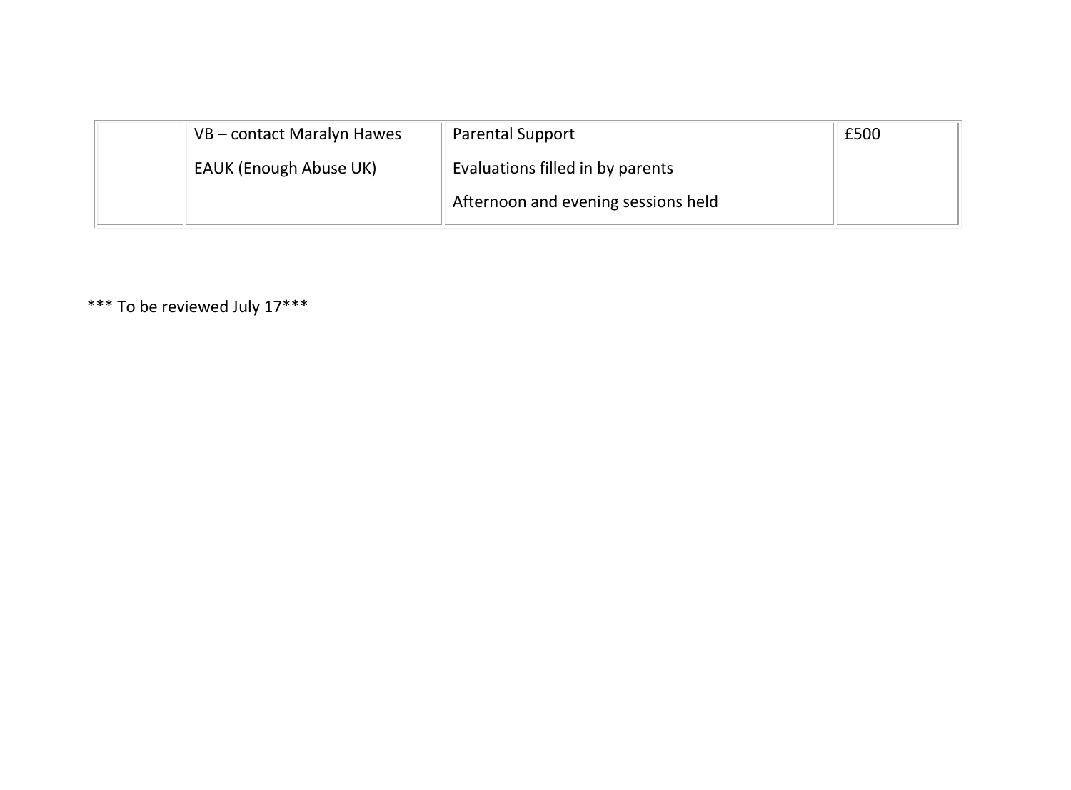| | | | |
|---|---|---|---|
| | VB – contact Maralyn Hawes<br>EAUK (Enough Abuse UK) | Parental Support<br>Evaluations filled in by parents<br>Afternoon and evening sessions held | £500 |

*** To be reviewed July 17***